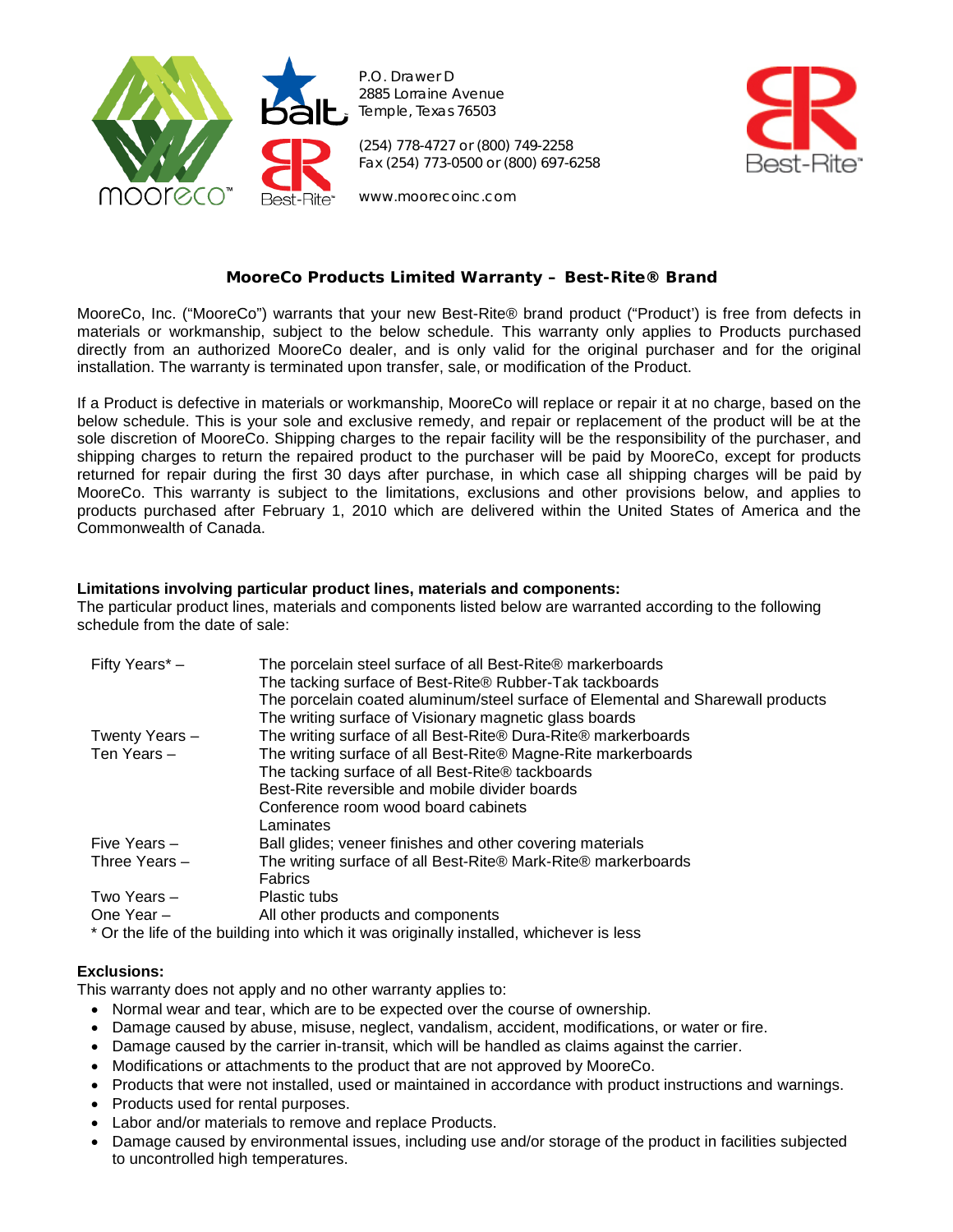P.O. Drawer D
2885 Lorraine Avenue
Temple, Texas 76503

(254) 778-4727 or (800) 749-2258
Fax (254) 773-0500 or (800) 697-6258

www.moorecoinc.com

## MooreCo Products Limited Warranty – Best-Rite® Brand

MooreCo, Inc. ("MooreCo") warrants that your new Best-Rite® brand product ("Product') is free from defects in materials or workmanship, subject to the below schedule. This warranty only applies to Products purchased directly from an authorized MooreCo dealer, and is only valid for the original purchaser and for the original installation. The warranty is terminated upon transfer, sale, or modification of the Product.

If a Product is defective in materials or workmanship, MooreCo will replace or repair it at no charge, based on the below schedule. This is your sole and exclusive remedy, and repair or replacement of the product will be at the sole discretion of MooreCo. Shipping charges to the repair facility will be the responsibility of the purchaser, and shipping charges to return the repaired product to the purchaser will be paid by MooreCo, except for products returned for repair during the first 30 days after purchase, in which case all shipping charges will be paid by MooreCo. This warranty is subject to the limitations, exclusions and other provisions below, and applies to products purchased after February 1, 2010 which are delivered within the United States of America and the Commonwealth of Canada.

**Limitations involving particular product lines, materials and components:**
The particular product lines, materials and components listed below are warranted according to the following schedule from the date of sale:

| | |
|---|---|
| Fifty Years* – | The porcelain steel surface of all Best-Rite® markerboards |
| | The tacking surface of Best-Rite® Rubber-Tak tackboards |
| | The porcelain coated aluminum/steel surface of Elemental and Sharewall products |
| | The writing surface of Visionary magnetic glass boards |
| Twenty Years – | The writing surface of all Best-Rite® Dura-Rite® markerboards |
| Ten Years – | The writing surface of all Best-Rite® Magne-Rite markerboards |
| | The tacking surface of all Best-Rite® tackboards |
| | Best-Rite reversible and mobile divider boards |
| | Conference room wood board cabinets |
| | Laminates |
| Five Years – | Ball glides; veneer finishes and other covering materials |
| Three Years – | The writing surface of all Best-Rite® Mark-Rite® markerboards |
| | Fabrics |
| Two Years – | Plastic tubs |
| One Year – | All other products and components |

* Or the life of the building into which it was originally installed, whichever is less

**Exclusions:**
This warranty does not apply and no other warranty applies to:

- Normal wear and tear, which are to be expected over the course of ownership.
- Damage caused by abuse, misuse, neglect, vandalism, accident, modifications, or water or fire.
- Damage caused by the carrier in-transit, which will be handled as claims against the carrier.
- Modifications or attachments to the product that are not approved by MooreCo.
- Products that were not installed, used or maintained in accordance with product instructions and warnings.
- Products used for rental purposes.
- Labor and/or materials to remove and replace Products.
- Damage caused by environmental issues, including use and/or storage of the product in facilities subjected to uncontrolled high temperatures.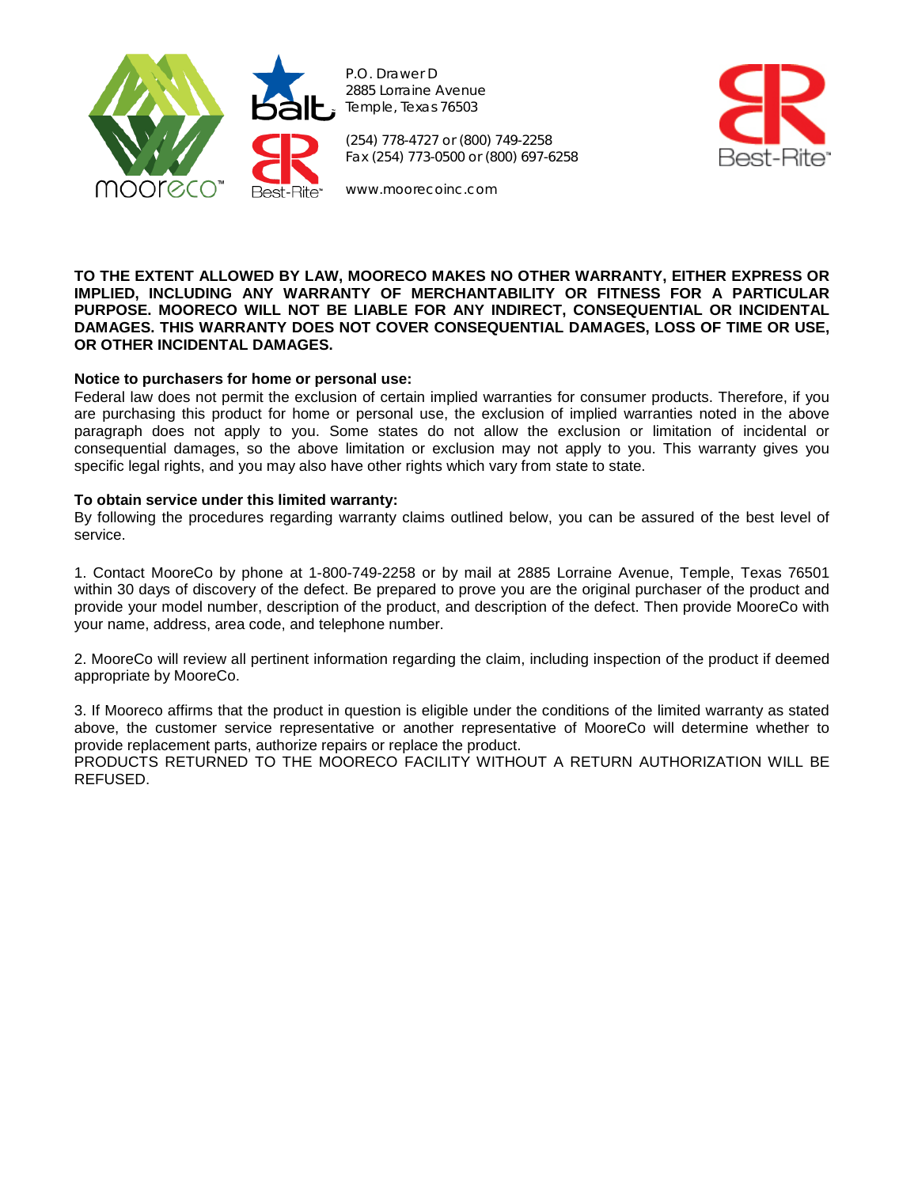P.O. Drawer D
2885 Lorraine Avenue
Temple, Texas 76503

(254) 778-4727 or (800) 749-2258
Fax (254) 773-0500 or (800) 697-6258

www.moorecoinc.com

**TO THE EXTENT ALLOWED BY LAW, MOORECO MAKES NO OTHER WARRANTY, EITHER EXPRESS OR IMPLIED, INCLUDING ANY WARRANTY OF MERCHANTABILITY OR FITNESS FOR A PARTICULAR PURPOSE. MOORECO WILL NOT BE LIABLE FOR ANY INDIRECT, CONSEQUENTIAL OR INCIDENTAL DAMAGES. THIS WARRANTY DOES NOT COVER CONSEQUENTIAL DAMAGES, LOSS OF TIME OR USE, OR OTHER INCIDENTAL DAMAGES.**

**Notice to purchasers for home or personal use:**
Federal law does not permit the exclusion of certain implied warranties for consumer products. Therefore, if you are purchasing this product for home or personal use, the exclusion of implied warranties noted in the above paragraph does not apply to you. Some states do not allow the exclusion or limitation of incidental or consequential damages, so the above limitation or exclusion may not apply to you. This warranty gives you specific legal rights, and you may also have other rights which vary from state to state.

**To obtain service under this limited warranty:**
By following the procedures regarding warranty claims outlined below, you can be assured of the best level of service.

1. Contact MooreCo by phone at 1-800-749-2258 or by mail at 2885 Lorraine Avenue, Temple, Texas 76501 within 30 days of discovery of the defect. Be prepared to prove you are the original purchaser of the product and provide your model number, description of the product, and description of the defect. Then provide MooreCo with your name, address, area code, and telephone number.

2. MooreCo will review all pertinent information regarding the claim, including inspection of the product if deemed appropriate by MooreCo.

3. If Mooreco affirms that the product in question is eligible under the conditions of the limited warranty as stated above, the customer service representative or another representative of MooreCo will determine whether to provide replacement parts, authorize repairs or replace the product.
PRODUCTS RETURNED TO THE MOORECO FACILITY WITHOUT A RETURN AUTHORIZATION WILL BE REFUSED.